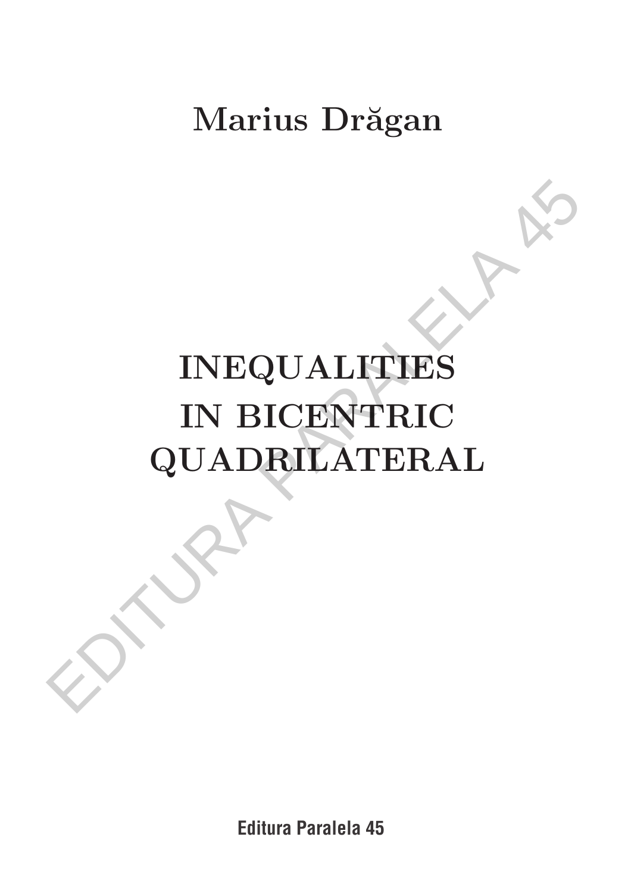Marius Drăgan

# INEQUALITIES IN BICENTRIC QUADRILATERAL

Editura Paralela 45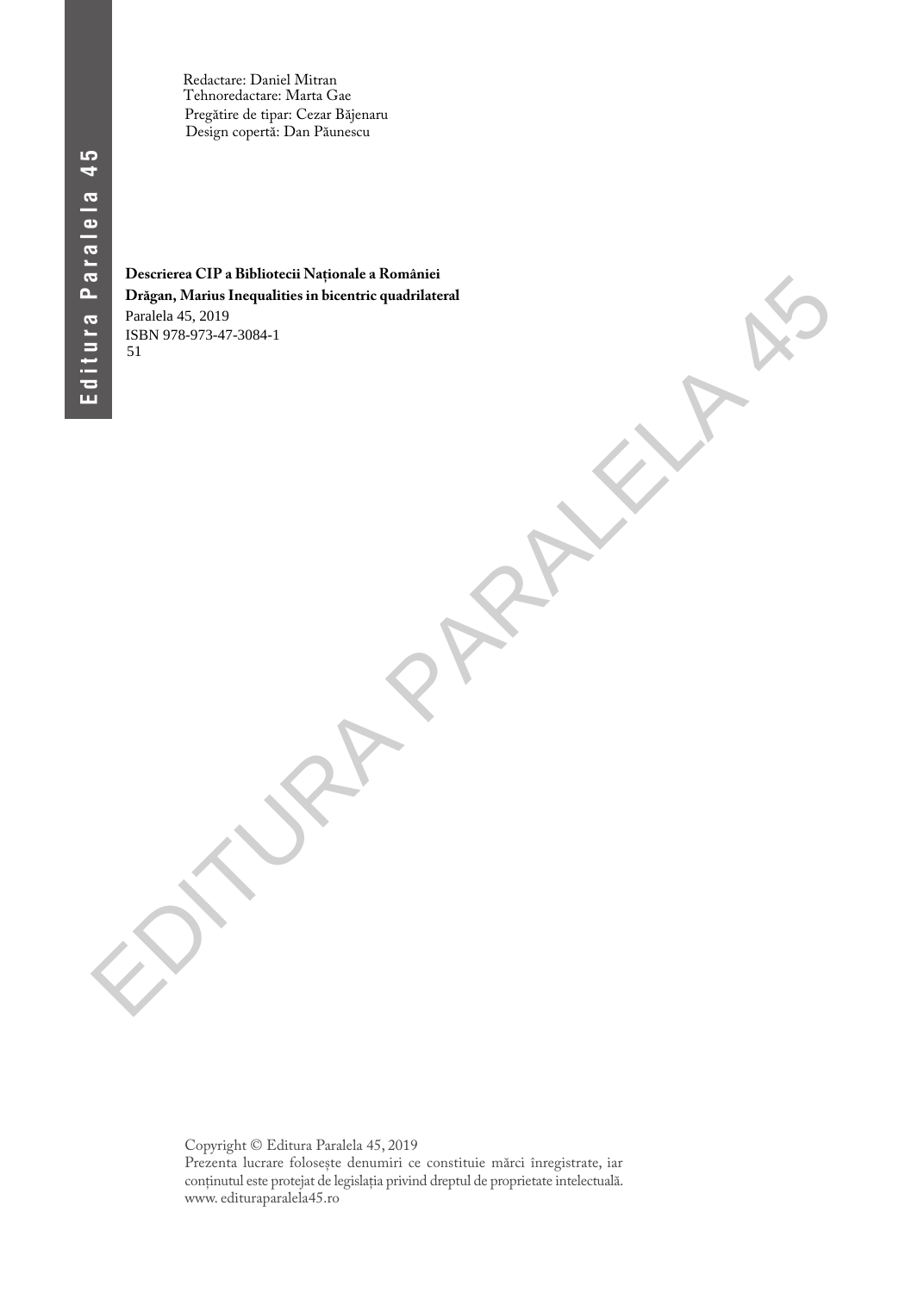Redactare: Daniel Mitran
Tehnoredactare: Marta Gae
Pregătire de tipar: Cezar Băjenaru
Design copertă: Dan Păunescu

**Descrierea CIP a Bibliotecii Naționale a României**
**Drăgan, Marius Inequalities in bicentric quadrilateral**
Paralela 45, 2019
ISBN 978-973-47-3084-1
51

Copyright © Editura Paralela 45, 2019
Prezenta lucrare folosește denumiri ce constituie mărci înregistrate, iar conținutul este protejat de legislația privind dreptul de proprietate intelectuală.
www. edituraparalela45.ro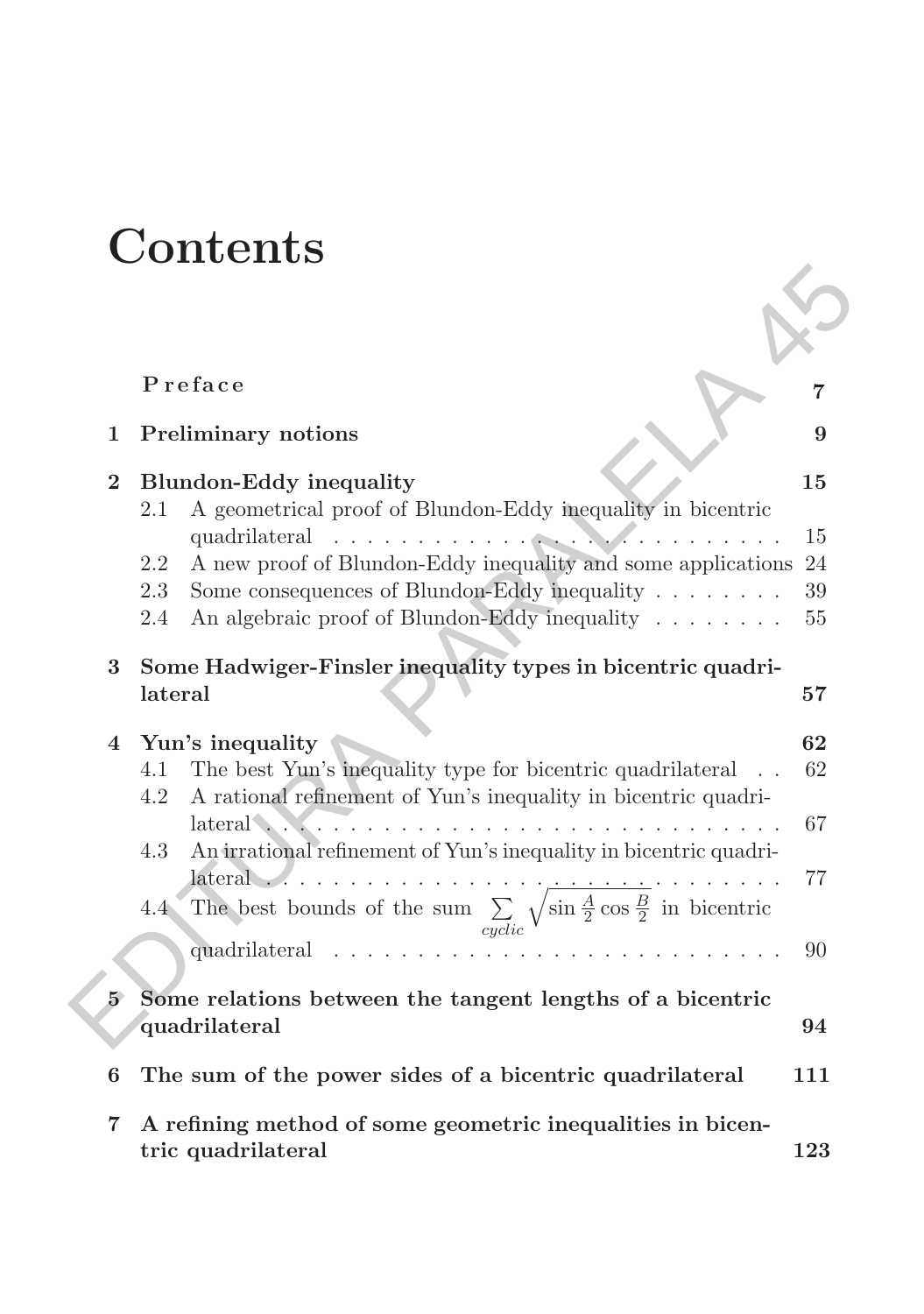# Contents

Preface 7

1 Preliminary notions 9

2 Blundon-Eddy inequality 15
- 2.1 A geometrical proof of Blundon-Eddy inequality in bicentric quadrilateral 15
- 2.2 A new proof of Blundon-Eddy inequality and some applications 24
- 2.3 Some consequences of Blundon-Eddy inequality 39
- 2.4 An algebraic proof of Blundon-Eddy inequality 55

3 Some Hadwiger-Finsler inequality types in bicentric quadrilateral 57

4 Yun's inequality 62
- 4.1 The best Yun's inequality type for bicentric quadrilateral 62
- 4.2 A rational refinement of Yun's inequality in bicentric quadrilateral 67
- 4.3 An irrational refinement of Yun's inequality in bicentric quadrilateral 77
- 4.4 The best bounds of the sum $\sum_{cyclic} \sqrt{\sin \frac{A}{2} \cos \frac{B}{2}}$ in bicentric quadrilateral 90

5 Some relations between the tangent lengths of a bicentric quadrilateral 94

6 The sum of the power sides of a bicentric quadrilateral 111

7 A refining method of some geometric inequalities in bicentric quadrilateral 123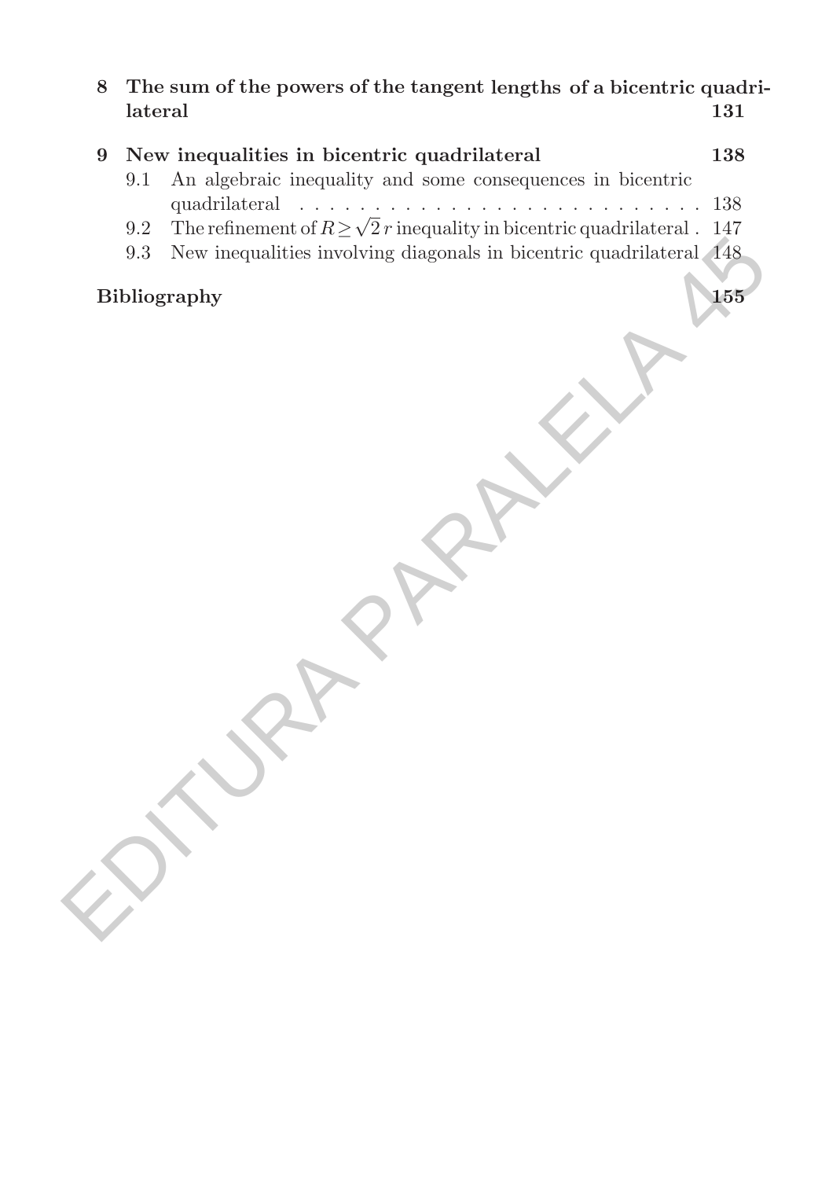**8 The sum of the powers of the tangent lengths of a bicentric quadrilateral** **131**

**9 New inequalities in bicentric quadrilateral** **138**

9.1 An algebraic inequality and some consequences in bicentric quadrilateral . . . . . . . . . . . . . . . . . . . . . . . . . . . 138

9.2 The refinement of $R \geq \sqrt{2}\, r$ inequality in bicentric quadrilateral . 147

9.3 New inequalities involving diagonals in bicentric quadrilateral 148

**Bibliography** **155**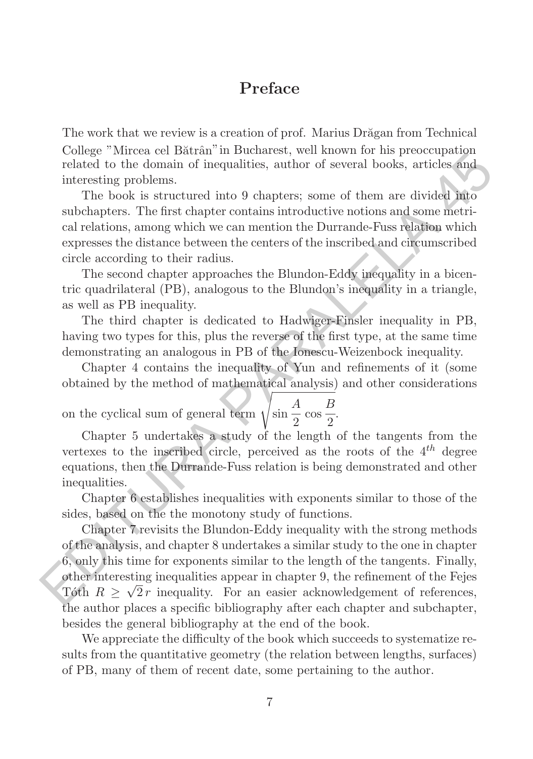# Preface

The work that we review is a creation of prof. Marius Drăgan from Technical College "Mircea cel Bătrân" in Bucharest, well known for his preoccupation related to the domain of inequalities, author of several books, articles and interesting problems.

The book is structured into 9 chapters; some of them are divided into subchapters. The first chapter contains introductive notions and some metrical relations, among which we can mention the Durrande-Fuss relation which expresses the distance between the centers of the inscribed and circumscribed circle according to their radius.

The second chapter approaches the Blundon-Eddy inequality in a bicentric quadrilateral (PB), analogous to the Blundon's inequality in a triangle, as well as PB inequality.

The third chapter is dedicated to Hadwiger-Finsler inequality in PB, having two types for this, plus the reverse of the first type, at the same time demonstrating an analogous in PB of the Ionescu-Weizenbock inequality.

Chapter 4 contains the inequality of Yun and refinements of it (some obtained by the method of mathematical analysis) and other considerations on the cyclical sum of general term $\sqrt{\sin\dfrac{A}{2}\cos\dfrac{B}{2}}$.

Chapter 5 undertakes a study of the length of the tangents from the vertexes to the inscribed circle, perceived as the roots of the $4^{th}$ degree equations, then the Durrande-Fuss relation is being demonstrated and other inequalities.

Chapter 6 establishes inequalities with exponents similar to those of the sides, based on the the monotony study of functions.

Chapter 7 revisits the Blundon-Eddy inequality with the strong methods of the analysis, and chapter 8 undertakes a similar study to the one in chapter 6, only this time for exponents similar to the length of the tangents. Finally, other interesting inequalities appear in chapter 9, the refinement of the Fejes Tóth $R \geq \sqrt{2}\,r$ inequality. For an easier acknowledgement of references, the author places a specific bibliography after each chapter and subchapter, besides the general bibliography at the end of the book.

We appreciate the difficulty of the book which succeeds to systematize results from the quantitative geometry (the relation between lengths, surfaces) of PB, many of them of recent date, some pertaining to the author.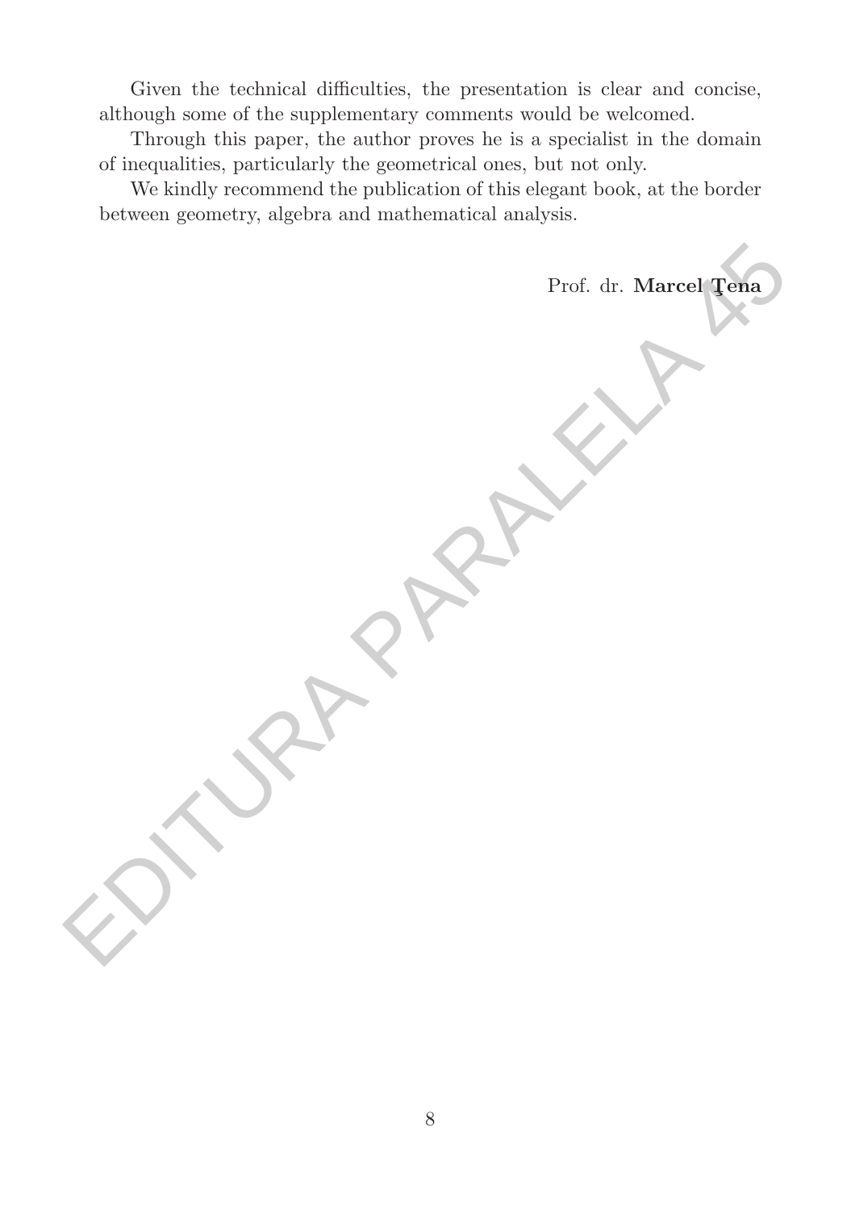Given the technical difficulties, the presentation is clear and concise, although some of the supplementary comments would be welcomed.

Through this paper, the author proves he is a specialist in the domain of inequalities, particularly the geometrical ones, but not only.

We kindly recommend the publication of this elegant book, at the border between geometry, algebra and mathematical analysis.

Prof. dr. **Marcel Ţena**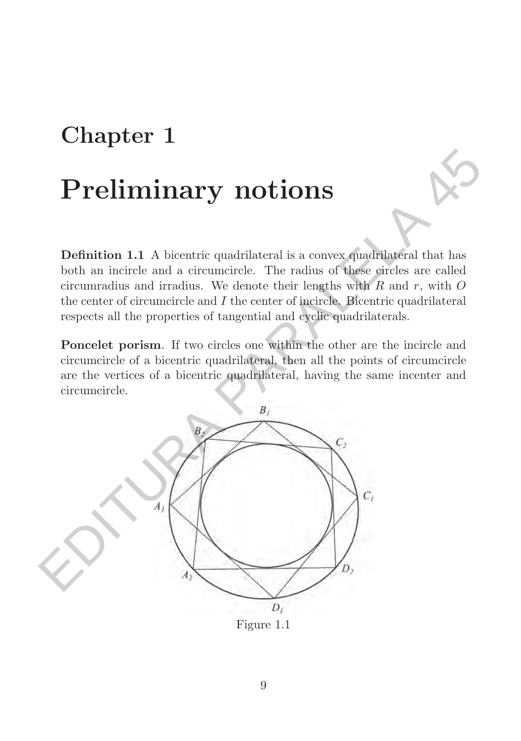# Chapter 1

# Preliminary notions

**Definition 1.1** A bicentric quadrilateral is a convex quadrilateral that has both an incircle and a circumcircle. The radius of these circles are called circumradius and irradius. We denote their lengths with $R$ and $r$, with $O$ the center of circumcircle and $I$ the center of incircle. Bicentric quadrilateral respects all the properties of tangential and cyclic quadrilaterals.

**Poncelet porism**. If two circles one within the other are the incircle and circumcircle of a bicentric quadrilateral, then all the points of circumcircle are the vertices of a bicentric quadrilateral, having the same incenter and circumcircle.

Figure 1.1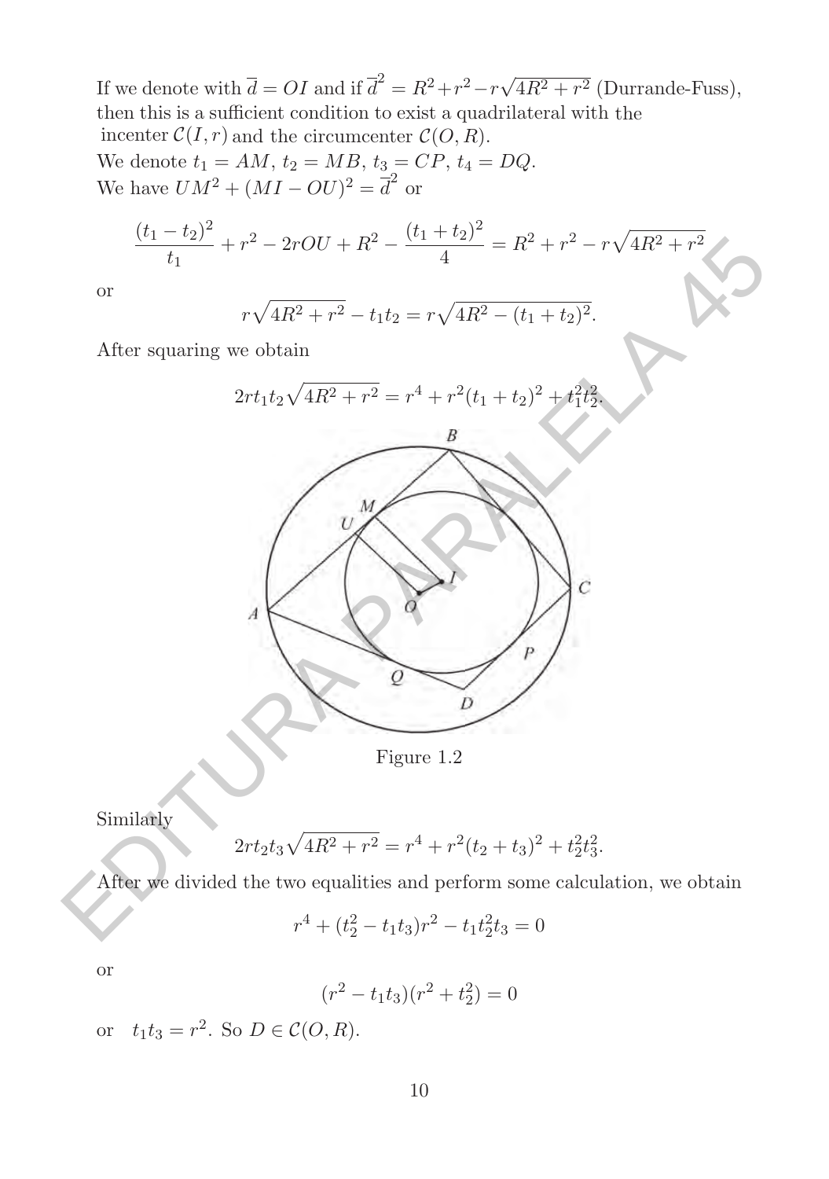If we denote with $\overline{d} = OI$ and if $\overline{d}^2 = R^2 + r^2 - r\sqrt{4R^2 + r^2}$ (Durrande-Fuss), then this is a sufficient condition to exist a quadrilateral with the incenter $\mathcal{C}(I, r)$ and the circumcenter $\mathcal{C}(O, R)$.

We denote $t_1 = AM$, $t_2 = MB$, $t_3 = CP$, $t_4 = DQ$.

We have $UM^2 + (MI - OU)^2 = \overline{d}^2$ or

$$\frac{(t_1 - t_2)^2}{t_1} + r^2 - 2rOU + R^2 - \frac{(t_1 + t_2)^2}{4} = R^2 + r^2 - r\sqrt{4R^2 + r^2}$$

or

$$r\sqrt{4R^2 + r^2} - t_1 t_2 = r\sqrt{4R^2 - (t_1 + t_2)^2}.$$

After squaring we obtain

$$2rt_1t_2\sqrt{4R^2 + r^2} = r^4 + r^2(t_1 + t_2)^2 + t_1^2 t_2^2.$$

Figure 1.2

Similarly

$$2rt_2t_3\sqrt{4R^2 + r^2} = r^4 + r^2(t_2 + t_3)^2 + t_2^2 t_3^2.$$

After we divided the two equalities and perform some calculation, we obtain

$$r^4 + (t_2^2 - t_1 t_3)r^2 - t_1 t_2^2 t_3 = 0$$

or

$$(r^2 - t_1 t_3)(r^2 + t_2^2) = 0$$

or $t_1 t_3 = r^2$. So $D \in \mathcal{C}(O, R)$.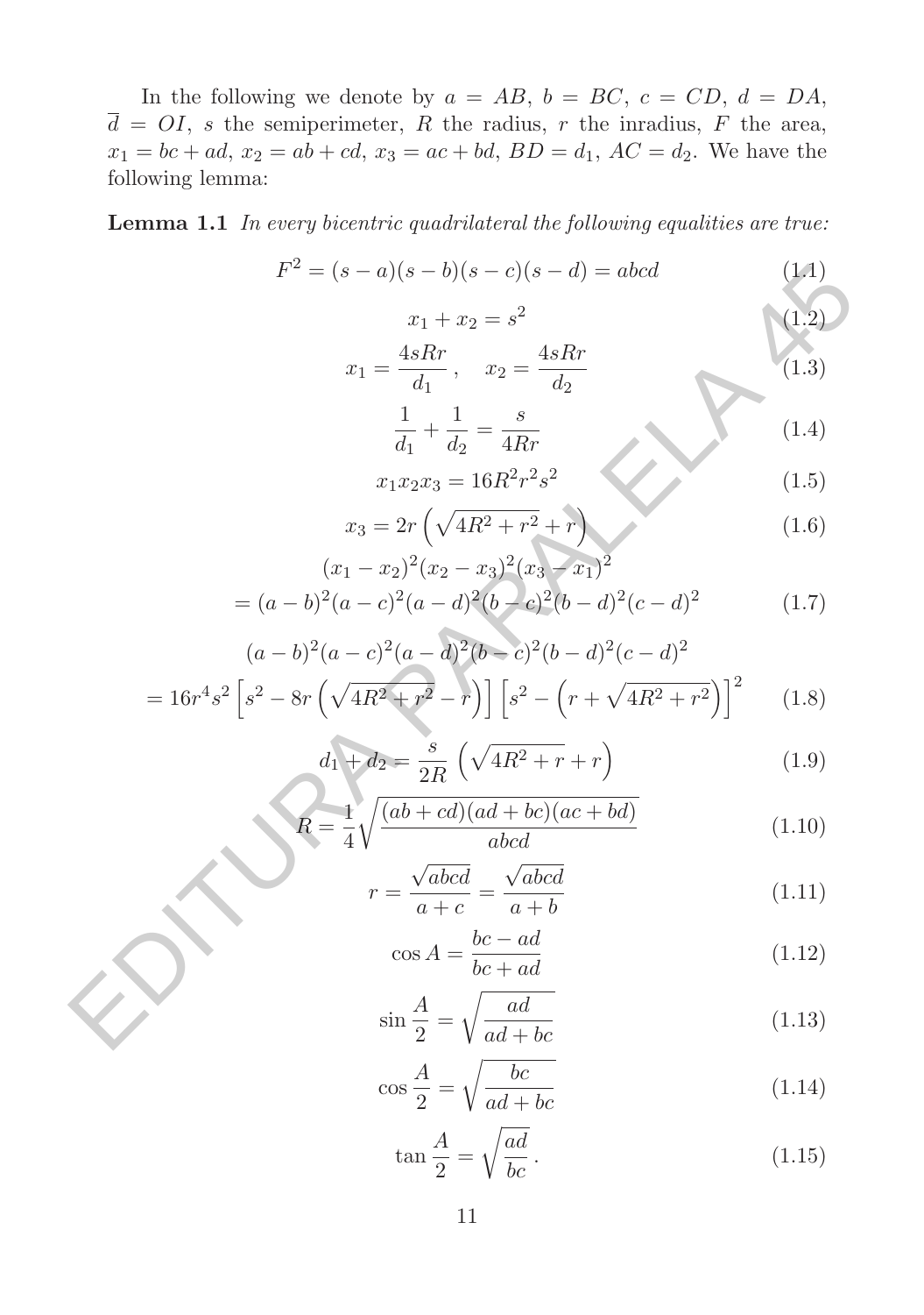In the following we denote by $a = AB$, $b = BC$, $c = CD$, $d = DA$, $\overline{d} = OI$, $s$ the semiperimeter, $R$ the radius, $r$ the inradius, $F$ the area, $x_1 = bc + ad$, $x_2 = ab + cd$, $x_3 = ac + bd$, $BD = d_1$, $AC = d_2$. We have the following lemma:

**Lemma 1.1** *In every bicentric quadrilateral the following equalities are true:*

$$F^2 = (s-a)(s-b)(s-c)(s-d) = abcd \tag{1.1}$$

$$x_1 + x_2 = s^2 \tag{1.2}$$

$$x_1 = \frac{4sRr}{d_1}\,, \quad x_2 = \frac{4sRr}{d_2} \tag{1.3}$$

$$\frac{1}{d_1} + \frac{1}{d_2} = \frac{s}{4Rr} \tag{1.4}$$

$$x_1 x_2 x_3 = 16R^2 r^2 s^2 \tag{1.5}$$

$$x_3 = 2r\left(\sqrt{4R^2 + r^2} + r\right) \tag{1.6}$$

$$\begin{aligned}(x_1 - x_2)^2(x_2 - x_3)^2(x_3 - x_1)^2 \\ = (a-b)^2(a-c)^2(a-d)^2(b-c)^2(b-d)^2(c-d)^2\end{aligned} \tag{1.7}$$

$$\begin{aligned}(a-b)^2(a-c)^2(a-d)^2(b-c)^2(b-d)^2(c-d)^2 \\ = 16r^4 s^2\left[s^2 - 8r\left(\sqrt{4R^2 + r^2} - r\right)\right]\left[s^2 - \left(r + \sqrt{4R^2 + r^2}\right)\right]^2\end{aligned} \tag{1.8}$$

$$d_1 + d_2 = \frac{s}{2R}\left(\sqrt{4R^2 + r} + r\right) \tag{1.9}$$

$$R = \frac{1}{4}\sqrt{\frac{(ab+cd)(ad+bc)(ac+bd)}{abcd}} \tag{1.10}$$

$$r = \frac{\sqrt{abcd}}{a+c} = \frac{\sqrt{abcd}}{a+b} \tag{1.11}$$

$$\cos A = \frac{bc - ad}{bc + ad} \tag{1.12}$$

$$\sin\frac{A}{2} = \sqrt{\frac{ad}{ad + bc}} \tag{1.13}$$

$$\cos\frac{A}{2} = \sqrt{\frac{bc}{ad + bc}} \tag{1.14}$$

$$\tan\frac{A}{2} = \sqrt{\frac{ad}{bc}}\,. \tag{1.15}$$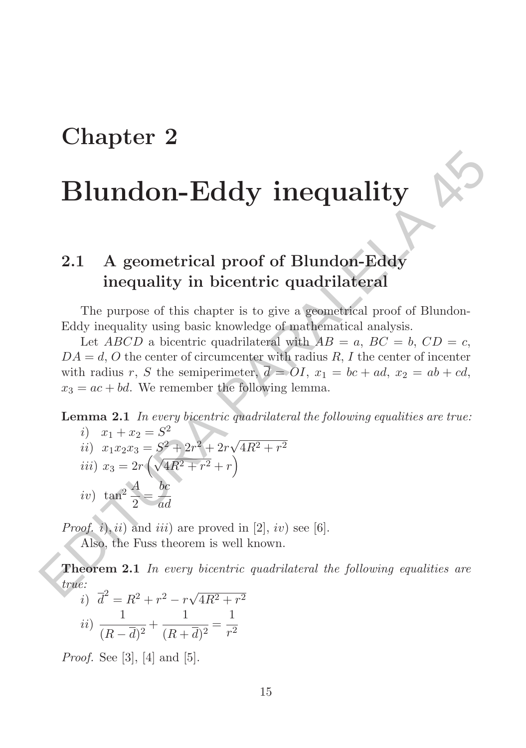# Chapter 2

# Blundon-Eddy inequality

## 2.1 A geometrical proof of Blundon-Eddy inequality in bicentric quadrilateral

The purpose of this chapter is to give a geometrical proof of Blundon-Eddy inequality using basic knowledge of mathematical analysis.

Let $ABCD$ a bicentric quadrilateral with $AB = a$, $BC = b$, $CD = c$, $DA = d$, $O$ the center of circumcenter with radius $R$, $I$ the center of incenter with radius $r$, $S$ the semiperimeter, $\overline{d} = OI$, $x_1 = bc + ad$, $x_2 = ab + cd$, $x_3 = ac + bd$. We remember the following lemma.

**Lemma 2.1** *In every bicentric quadrilateral the following equalities are true:*

$i)$ $x_1 + x_2 = S^2$

$ii)$ $x_1 x_2 x_3 = S^2 + 2r^2 + 2r\sqrt{4R^2 + r^2}$

$iii)$ $x_3 = 2r\left(\sqrt{4R^2 + r^2} + r\right)$

$iv)$ $\tan^2 \dfrac{A}{2} = \dfrac{bc}{ad}$

*Proof.* $i), ii)$ and $iii)$ are proved in [2], $iv)$ see [6].

Also, the Fuss theorem is well known.

**Theorem 2.1** *In every bicentric quadrilateral the following equalities are true:*

$i)$ $\overline{d}^2 = R^2 + r^2 - r\sqrt{4R^2 + r^2}$

$ii)$ $\dfrac{1}{(R - \overline{d})^2} + \dfrac{1}{(R + \overline{d})^2} = \dfrac{1}{r^2}$

*Proof.* See [3], [4] and [5].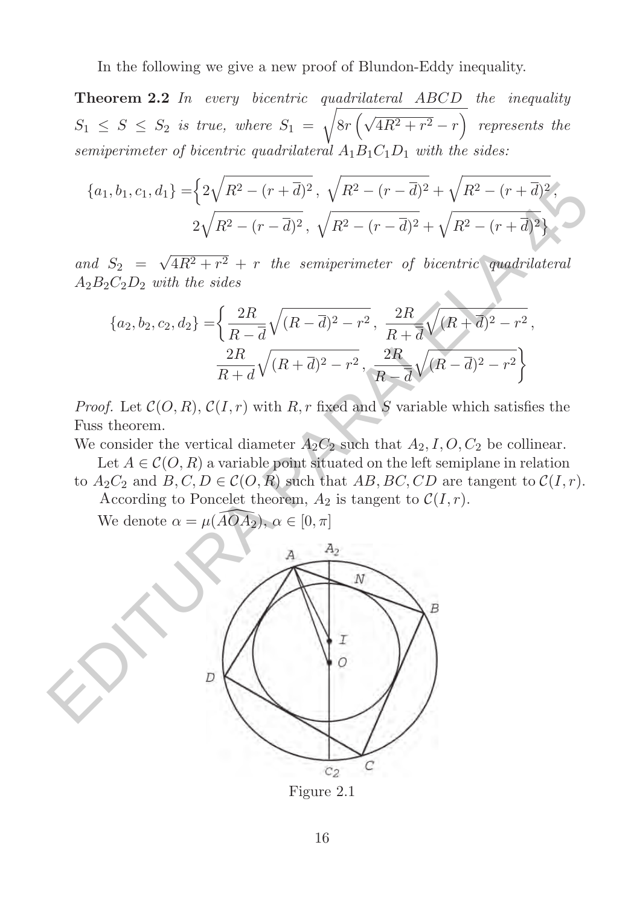In the following we give a new proof of Blundon-Eddy inequality.

**Theorem 2.2** *In every bicentric quadrilateral $ABCD$ the inequality $S_1 \leq S \leq S_2$ is true, where $S_1 = \sqrt{8r\left(\sqrt{4R^2+r^2}-r\right)}$ represents the semiperimeter of bicentric quadrilateral $A_1B_1C_1D_1$ with the sides:*

$$\{a_1, b_1, c_1, d_1\} = \Big\{2\sqrt{R^2-(r+\overline{d})^2}\,,\ \sqrt{R^2-(r-\overline{d})^2}+\sqrt{R^2-(r+\overline{d})^2}\,,$$
$$2\sqrt{R^2-(r-\overline{d})^2}\,,\ \sqrt{R^2-(r-\overline{d})^2}+\sqrt{R^2-(r+\overline{d})^2}\Big\}$$

*and $S_2 = \sqrt{4R^2+r^2}+r$ the semiperimeter of bicentric quadrilateral $A_2B_2C_2D_2$ with the sides*

$$\{a_2, b_2, c_2, d_2\} = \left\{\frac{2R}{R-\overline{d}}\sqrt{(R-\overline{d})^2-r^2}\,,\ \frac{2R}{R+\overline{d}}\sqrt{(R+\overline{d})^2-r^2}\,,\right.$$
$$\left.\frac{2R}{R+d}\sqrt{(R+\overline{d})^2-r^2}\,,\ \frac{2R}{R-\overline{d}}\sqrt{(R-\overline{d})^2-r^2}\right\}$$

*Proof.* Let $\mathcal{C}(O,R)$, $\mathcal{C}(I,r)$ with $R, r$ fixed and $S$ variable which satisfies the Fuss theorem.

We consider the vertical diameter $A_2C_2$ such that $A_2, I, O, C_2$ be collinear.

Let $A \in \mathcal{C}(O,R)$ a variable point situated on the left semiplane in relation to $A_2C_2$ and $B, C, D \in \mathcal{C}(O,R)$ such that $AB, BC, CD$ are tangent to $\mathcal{C}(I,r)$.

According to Poncelet theorem, $A_2$ is tangent to $\mathcal{C}(I,r)$.

We denote $\alpha = \mu(\widehat{AOA_2})$, $\alpha \in [0,\pi]$

Figure 2.1